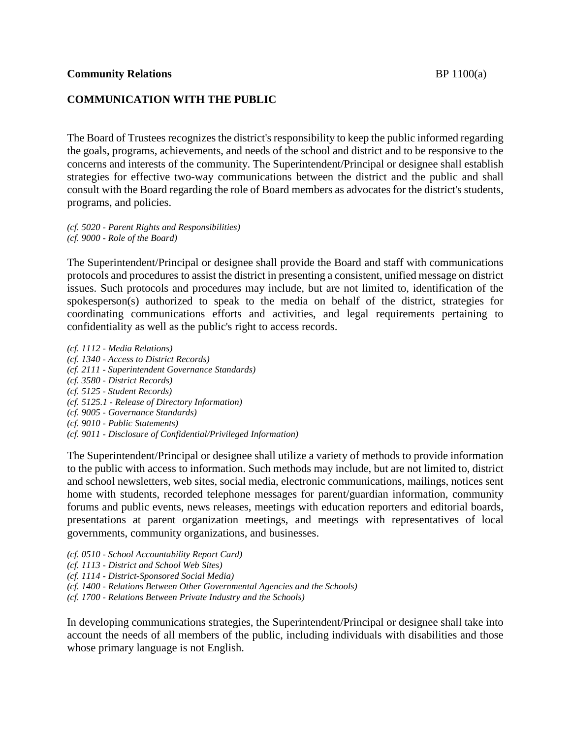**Community Relations** BP 1100(a)

## COMMUNICATION WITH THE PUBLIC

The Board of Trustees recognizes the district's responsibility to keep the public informed regarding the goals, programs, achievements, and needs of the school and district and to be responsive to the concerns and interests of the community. The Superintendent/Principal or designee shall establish strategies for effective two-way communications between the district and the public and shall consult with the Board regarding the role of Board members as advocates for the district's students, programs, and policies.

*(cf. 5020 - Parent Rights and Responsibilities)*
*(cf. 9000 - Role of the Board)*

The Superintendent/Principal or designee shall provide the Board and staff with communications protocols and procedures to assist the district in presenting a consistent, unified message on district issues. Such protocols and procedures may include, but are not limited to, identification of the spokesperson(s) authorized to speak to the media on behalf of the district, strategies for coordinating communications efforts and activities, and legal requirements pertaining to confidentiality as well as the public's right to access records.

*(cf. 1112 - Media Relations)*
*(cf. 1340 - Access to District Records)*
*(cf. 2111 - Superintendent Governance Standards)*
*(cf. 3580 - District Records)*
*(cf. 5125 - Student Records)*
*(cf. 5125.1 - Release of Directory Information)*
*(cf. 9005 - Governance Standards)*
*(cf. 9010 - Public Statements)*
*(cf. 9011 - Disclosure of Confidential/Privileged Information)*

The Superintendent/Principal or designee shall utilize a variety of methods to provide information to the public with access to information. Such methods may include, but are not limited to, district and school newsletters, web sites, social media, electronic communications, mailings, notices sent home with students, recorded telephone messages for parent/guardian information, community forums and public events, news releases, meetings with education reporters and editorial boards, presentations at parent organization meetings, and meetings with representatives of local governments, community organizations, and businesses.

*(cf. 0510 - School Accountability Report Card)*
*(cf. 1113 - District and School Web Sites)*
*(cf. 1114 - District-Sponsored Social Media)*
*(cf. 1400 - Relations Between Other Governmental Agencies and the Schools)*
*(cf. 1700 - Relations Between Private Industry and the Schools)*

In developing communications strategies, the Superintendent/Principal or designee shall take into account the needs of all members of the public, including individuals with disabilities and those whose primary language is not English.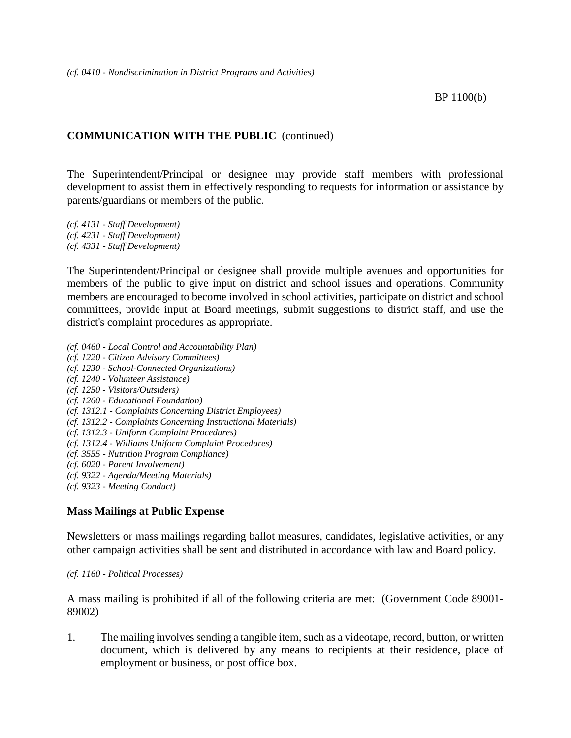*(cf. 0410 - Nondiscrimination in District Programs and Activities)*

**COMMUNICATION WITH THE PUBLIC** (continued)

The Superintendent/Principal or designee may provide staff members with professional development to assist them in effectively responding to requests for information or assistance by parents/guardians or members of the public.

*(cf. 4131 - Staff Development)*
*(cf. 4231 - Staff Development)*
*(cf. 4331 - Staff Development)*

The Superintendent/Principal or designee shall provide multiple avenues and opportunities for members of the public to give input on district and school issues and operations. Community members are encouraged to become involved in school activities, participate on district and school committees, provide input at Board meetings, submit suggestions to district staff, and use the district's complaint procedures as appropriate.

*(cf. 0460 - Local Control and Accountability Plan)*
*(cf. 1220 - Citizen Advisory Committees)*
*(cf. 1230 - School-Connected Organizations)*
*(cf. 1240 - Volunteer Assistance)*
*(cf. 1250 - Visitors/Outsiders)*
*(cf. 1260 - Educational Foundation)*
*(cf. 1312.1 - Complaints Concerning District Employees)*
*(cf. 1312.2 - Complaints Concerning Instructional Materials)*
*(cf. 1312.3 - Uniform Complaint Procedures)*
*(cf. 1312.4 - Williams Uniform Complaint Procedures)*
*(cf. 3555 - Nutrition Program Compliance)*
*(cf. 6020 - Parent Involvement)*
*(cf. 9322 - Agenda/Meeting Materials)*
*(cf. 9323 - Meeting Conduct)*

**Mass Mailings at Public Expense**

Newsletters or mass mailings regarding ballot measures, candidates, legislative activities, or any other campaign activities shall be sent and distributed in accordance with law and Board policy.

*(cf. 1160 - Political Processes)*

A mass mailing is prohibited if all of the following criteria are met: (Government Code 89001-89002)

1. The mailing involves sending a tangible item, such as a videotape, record, button, or written document, which is delivered by any means to recipients at their residence, place of employment or business, or post office box.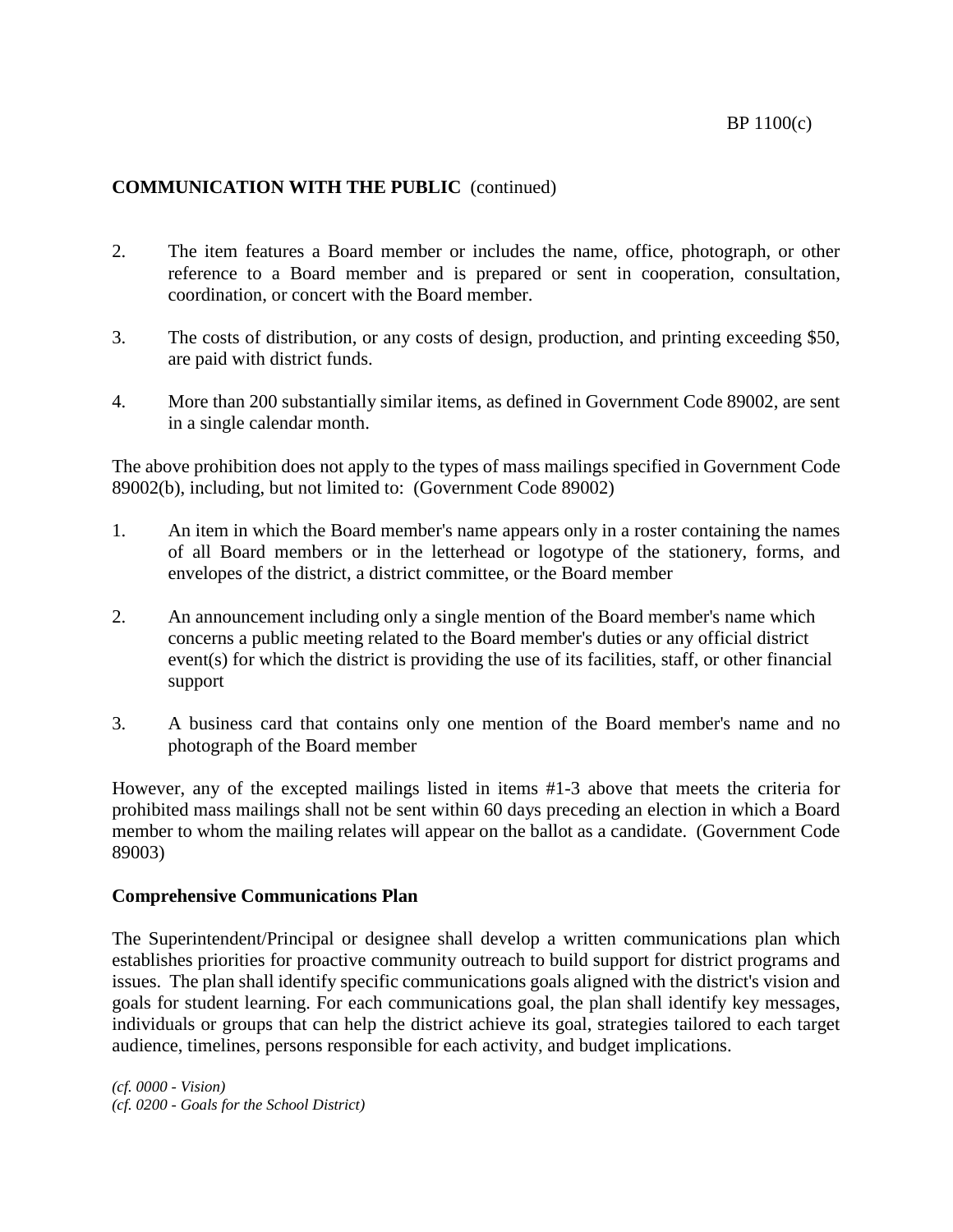**COMMUNICATION WITH THE PUBLIC** (continued)

2. The item features a Board member or includes the name, office, photograph, or other reference to a Board member and is prepared or sent in cooperation, consultation, coordination, or concert with the Board member.

3. The costs of distribution, or any costs of design, production, and printing exceeding $50, are paid with district funds.

4. More than 200 substantially similar items, as defined in Government Code 89002, are sent in a single calendar month.

The above prohibition does not apply to the types of mass mailings specified in Government Code 89002(b), including, but not limited to: (Government Code 89002)

1. An item in which the Board member's name appears only in a roster containing the names of all Board members or in the letterhead or logotype of the stationery, forms, and envelopes of the district, a district committee, or the Board member

2. An announcement including only a single mention of the Board member's name which concerns a public meeting related to the Board member's duties or any official district event(s) for which the district is providing the use of its facilities, staff, or other financial support

3. A business card that contains only one mention of the Board member's name and no photograph of the Board member

However, any of the excepted mailings listed in items #1-3 above that meets the criteria for prohibited mass mailings shall not be sent within 60 days preceding an election in which a Board member to whom the mailing relates will appear on the ballot as a candidate. (Government Code 89003)

**Comprehensive Communications Plan**

The Superintendent/Principal or designee shall develop a written communications plan which establishes priorities for proactive community outreach to build support for district programs and issues. The plan shall identify specific communications goals aligned with the district's vision and goals for student learning. For each communications goal, the plan shall identify key messages, individuals or groups that can help the district achieve its goal, strategies tailored to each target audience, timelines, persons responsible for each activity, and budget implications.

*(cf. 0000 - Vision)*
*(cf. 0200 - Goals for the School District)*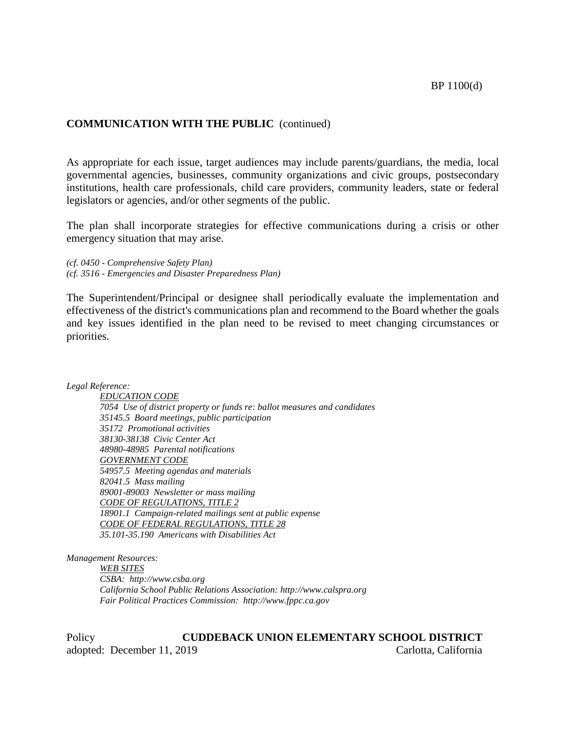**COMMUNICATION WITH THE PUBLIC** (continued)

As appropriate for each issue, target audiences may include parents/guardians, the media, local governmental agencies, businesses, community organizations and civic groups, postsecondary institutions, health care professionals, child care providers, community leaders, state or federal legislators or agencies, and/or other segments of the public.

The plan shall incorporate strategies for effective communications during a crisis or other emergency situation that may arise.

*(cf. 0450 - Comprehensive Safety Plan)*
*(cf. 3516 - Emergencies and Disaster Preparedness Plan)*

The Superintendent/Principal or designee shall periodically evaluate the implementation and effectiveness of the district's communications plan and recommend to the Board whether the goals and key issues identified in the plan need to be revised to meet changing circumstances or priorities.

*Legal Reference:*

*EDUCATION CODE*
*7054 Use of district property or funds re: ballot measures and candidates*
*35145.5 Board meetings, public participation*
*35172 Promotional activities*
*38130-38138 Civic Center Act*
*48980-48985 Parental notifications*
*GOVERNMENT CODE*
*54957.5 Meeting agendas and materials*
*82041.5 Mass mailing*
*89001-89003 Newsletter or mass mailing*
*CODE OF REGULATIONS, TITLE 2*
*18901.1 Campaign-related mailings sent at public expense*
*CODE OF FEDERAL REGULATIONS, TITLE 28*
*35.101-35.190 Americans with Disabilities Act*

*Management Resources:*

*WEB SITES*
*CSBA: http://www.csba.org*
*California School Public Relations Association: http://www.calspra.org*
*Fair Political Practices Commission: http://www.fppc.ca.gov*

Policy **CUDDEBACK UNION ELEMENTARY SCHOOL DISTRICT**
adopted: December 11, 2019 Carlotta, California